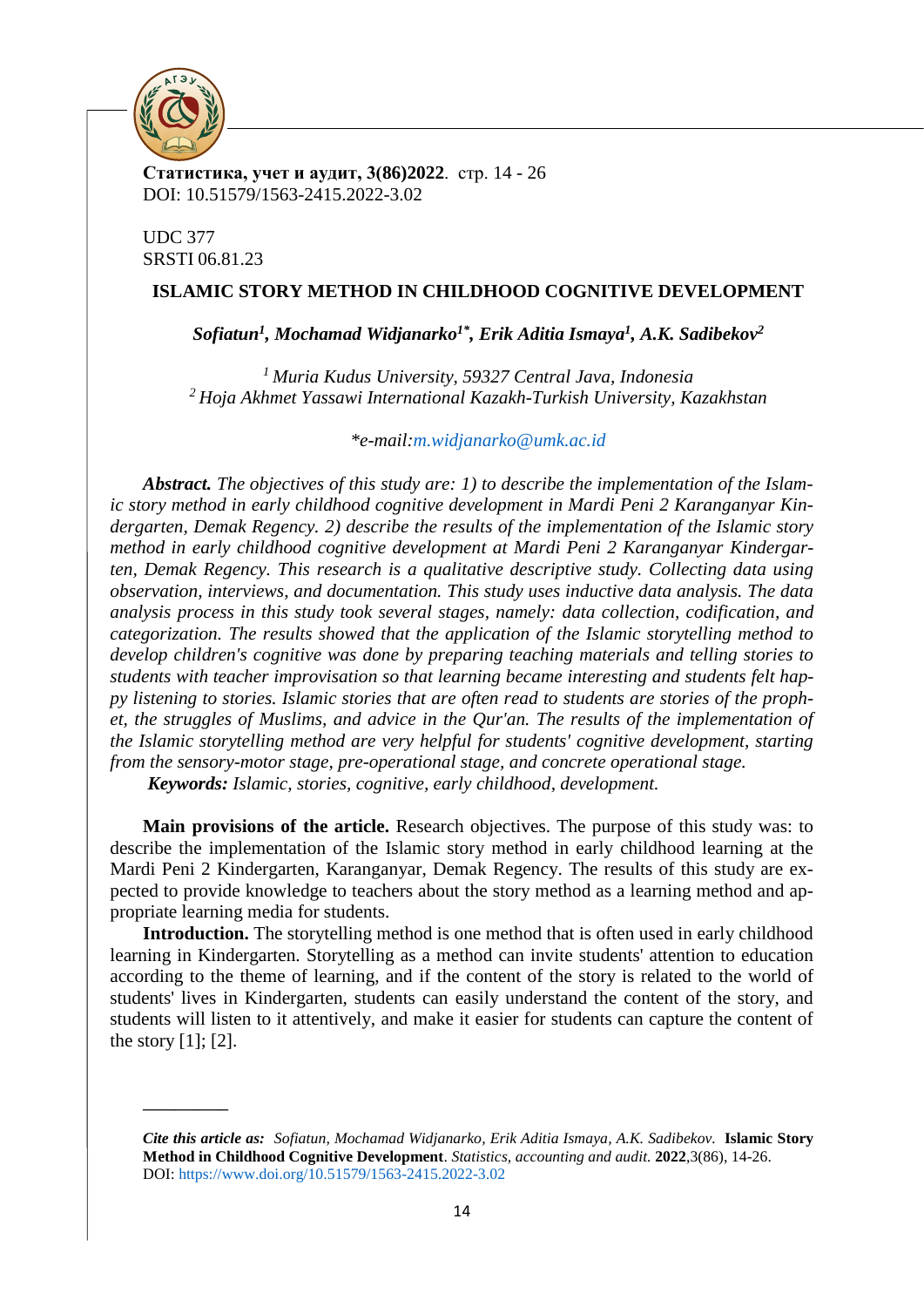**Статистика, учет и аудит, 3(86)2022**. стр. 14 - 26
DOI: 10.51579/1563-2415.2022-3.02

UDC 377
SRSTI 06.81.23

# ISLAMIC STORY METHOD IN CHILDHOOD COGNITIVE DEVELOPMENT

***Sofiatun[1], Mochamad Widjanarko[1*], Erik Aditia Ismaya[1], A.K. Sadibekov[2]***

*[1] Muria Kudus University, 59327 Central Java, Indonesia*
*[2] Hoja Akhmet Yassawi International Kazakh-Turkish University, Kazakhstan*

*\*e-mail:m.widjanarko@umk.ac.id*

***Abstract.*** *The objectives of this study are: 1) to describe the implementation of the Islamic story method in early childhood cognitive development in Mardi Peni 2 Karanganyar Kindergarten, Demak Regency. 2) describe the results of the implementation of the Islamic story method in early childhood cognitive development at Mardi Peni 2 Karanganyar Kindergarten, Demak Regency. This research is a qualitative descriptive study. Collecting data using observation, interviews, and documentation. This study uses inductive data analysis. The data analysis process in this study took several stages, namely: data collection, codification, and categorization. The results showed that the application of the Islamic storytelling method to develop children's cognitive was done by preparing teaching materials and telling stories to students with teacher improvisation so that learning became interesting and students felt happy listening to stories. Islamic stories that are often read to students are stories of the prophet, the struggles of Muslims, and advice in the Qur'an. The results of the implementation of the Islamic storytelling method are very helpful for students' cognitive development, starting from the sensory-motor stage, pre-operational stage, and concrete operational stage.*

***Keywords:*** *Islamic, stories, cognitive, early childhood, development.*

**Main provisions of the article.** Research objectives. The purpose of this study was: to describe the implementation of the Islamic story method in early childhood learning at the Mardi Peni 2 Kindergarten, Karanganyar, Demak Regency. The results of this study are expected to provide knowledge to teachers about the story method as a learning method and appropriate learning media for students.

**Introduction.** The storytelling method is one method that is often used in early childhood learning in Kindergarten. Storytelling as a method can invite students' attention to education according to the theme of learning, and if the content of the story is related to the world of students' lives in Kindergarten, students can easily understand the content of the story, and students will listen to it attentively, and make it easier for students can capture the content of the story [1]; [2].

---

***Cite this article as:*** *Sofiatun, Mochamad Widjanarko, Erik Aditia Ismaya, A.K. Sadibekov.* **Islamic Story Method in Childhood Cognitive Development**. *Statistics, accounting and audit.* **2022**,3(86), 14-26.
DOI: https://www.doi.org/10.51579/1563-2415.2022-3.02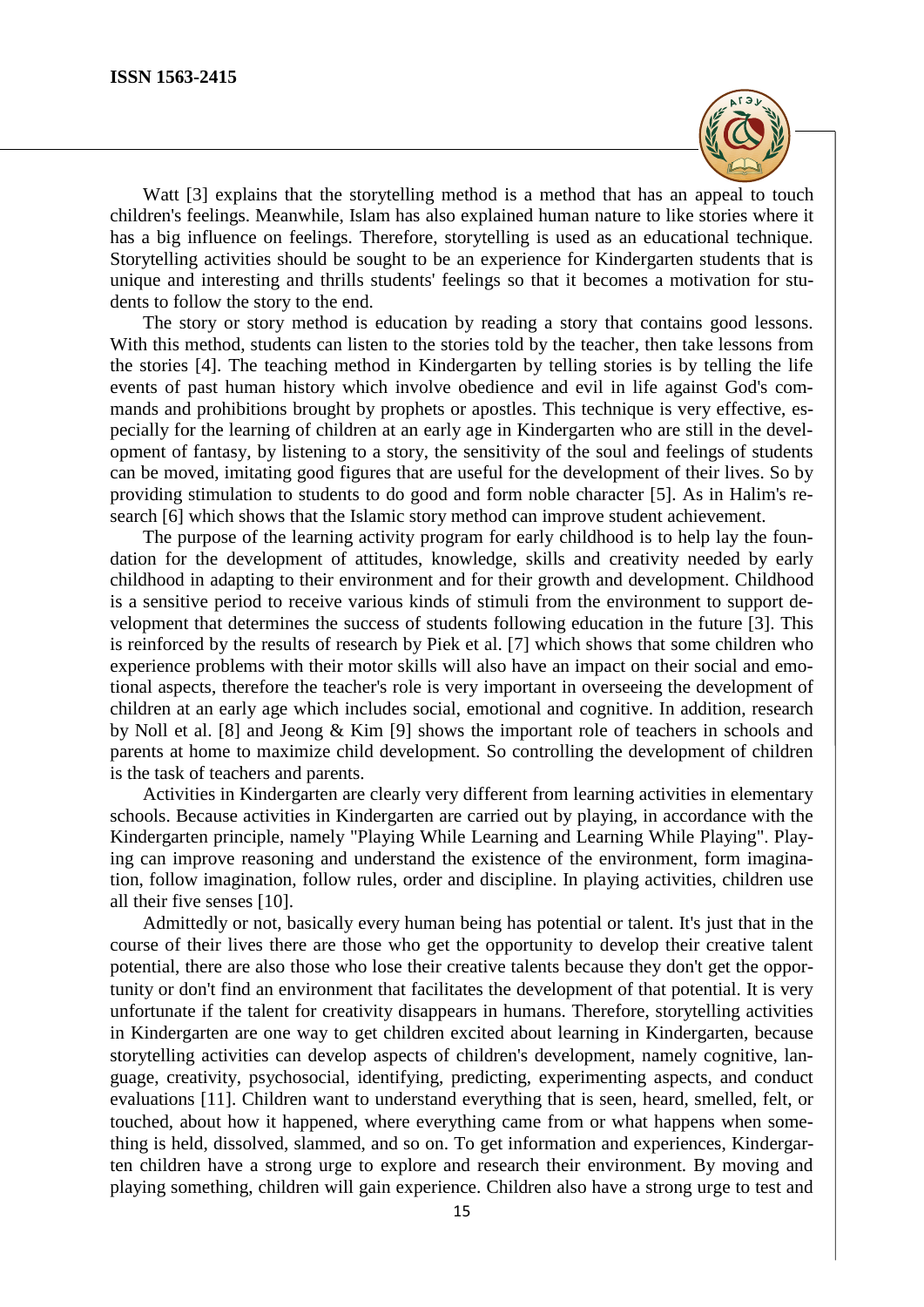Watt [3] explains that the storytelling method is a method that has an appeal to touch children's feelings. Meanwhile, Islam has also explained human nature to like stories where it has a big influence on feelings. Therefore, storytelling is used as an educational technique. Storytelling activities should be sought to be an experience for Kindergarten students that is unique and interesting and thrills students' feelings so that it becomes a motivation for students to follow the story to the end.

The story or story method is education by reading a story that contains good lessons. With this method, students can listen to the stories told by the teacher, then take lessons from the stories [4]. The teaching method in Kindergarten by telling stories is by telling the life events of past human history which involve obedience and evil in life against God's commands and prohibitions brought by prophets or apostles. This technique is very effective, especially for the learning of children at an early age in Kindergarten who are still in the development of fantasy, by listening to a story, the sensitivity of the soul and feelings of students can be moved, imitating good figures that are useful for the development of their lives. So by providing stimulation to students to do good and form noble character [5]. As in Halim's research [6] which shows that the Islamic story method can improve student achievement.

The purpose of the learning activity program for early childhood is to help lay the foundation for the development of attitudes, knowledge, skills and creativity needed by early childhood in adapting to their environment and for their growth and development. Childhood is a sensitive period to receive various kinds of stimuli from the environment to support development that determines the success of students following education in the future [3]. This is reinforced by the results of research by Piek et al. [7] which shows that some children who experience problems with their motor skills will also have an impact on their social and emotional aspects, therefore the teacher's role is very important in overseeing the development of children at an early age which includes social, emotional and cognitive. In addition, research by Noll et al. [8] and Jeong & Kim [9] shows the important role of teachers in schools and parents at home to maximize child development. So controlling the development of children is the task of teachers and parents.

Activities in Kindergarten are clearly very different from learning activities in elementary schools. Because activities in Kindergarten are carried out by playing, in accordance with the Kindergarten principle, namely "Playing While Learning and Learning While Playing". Playing can improve reasoning and understand the existence of the environment, form imagination, follow imagination, follow rules, order and discipline. In playing activities, children use all their five senses [10].

Admittedly or not, basically every human being has potential or talent. It's just that in the course of their lives there are those who get the opportunity to develop their creative talent potential, there are also those who lose their creative talents because they don't get the opportunity or don't find an environment that facilitates the development of that potential. It is very unfortunate if the talent for creativity disappears in humans. Therefore, storytelling activities in Kindergarten are one way to get children excited about learning in Kindergarten, because storytelling activities can develop aspects of children's development, namely cognitive, language, creativity, psychosocial, identifying, predicting, experimenting aspects, and conduct evaluations [11]. Children want to understand everything that is seen, heard, smelled, felt, or touched, about how it happened, where everything came from or what happens when something is held, dissolved, slammed, and so on. To get information and experiences, Kindergarten children have a strong urge to explore and research their environment. By moving and playing something, children will gain experience. Children also have a strong urge to test and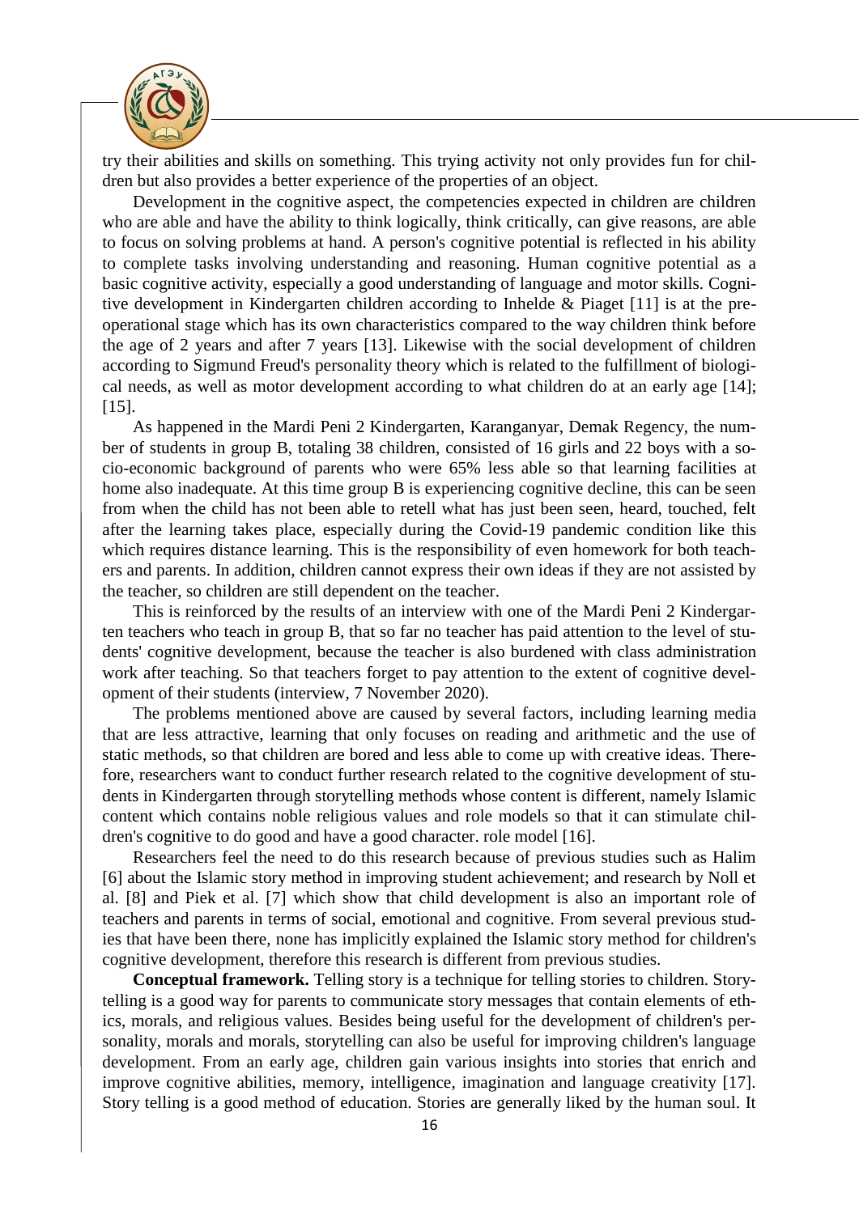try their abilities and skills on something. This trying activity not only provides fun for children but also provides a better experience of the properties of an object.

Development in the cognitive aspect, the competencies expected in children are children who are able and have the ability to think logically, think critically, can give reasons, are able to focus on solving problems at hand. A person's cognitive potential is reflected in his ability to complete tasks involving understanding and reasoning. Human cognitive potential as a basic cognitive activity, especially a good understanding of language and motor skills. Cognitive development in Kindergarten children according to Inhelde & Piaget [11] is at the pre-operational stage which has its own characteristics compared to the way children think before the age of 2 years and after 7 years [13]. Likewise with the social development of children according to Sigmund Freud's personality theory which is related to the fulfillment of biological needs, as well as motor development according to what children do at an early age [14]; [15].

As happened in the Mardi Peni 2 Kindergarten, Karanganyar, Demak Regency, the number of students in group B, totaling 38 children, consisted of 16 girls and 22 boys with a socio-economic background of parents who were 65% less able so that learning facilities at home also inadequate. At this time group B is experiencing cognitive decline, this can be seen from when the child has not been able to retell what has just been seen, heard, touched, felt after the learning takes place, especially during the Covid-19 pandemic condition like this which requires distance learning. This is the responsibility of even homework for both teachers and parents. In addition, children cannot express their own ideas if they are not assisted by the teacher, so children are still dependent on the teacher.

This is reinforced by the results of an interview with one of the Mardi Peni 2 Kindergarten teachers who teach in group B, that so far no teacher has paid attention to the level of students' cognitive development, because the teacher is also burdened with class administration work after teaching. So that teachers forget to pay attention to the extent of cognitive development of their students (interview, 7 November 2020).

The problems mentioned above are caused by several factors, including learning media that are less attractive, learning that only focuses on reading and arithmetic and the use of static methods, so that children are bored and less able to come up with creative ideas. Therefore, researchers want to conduct further research related to the cognitive development of students in Kindergarten through storytelling methods whose content is different, namely Islamic content which contains noble religious values and role models so that it can stimulate children's cognitive to do good and have a good character. role model [16].

Researchers feel the need to do this research because of previous studies such as Halim [6] about the Islamic story method in improving student achievement; and research by Noll et al. [8] and Piek et al. [7] which show that child development is also an important role of teachers and parents in terms of social, emotional and cognitive. From several previous studies that have been there, none has implicitly explained the Islamic story method for children's cognitive development, therefore this research is different from previous studies.

**Conceptual framework.** Telling story is a technique for telling stories to children. Storytelling is a good way for parents to communicate story messages that contain elements of ethics, morals, and religious values. Besides being useful for the development of children's personality, morals and morals, storytelling can also be useful for improving children's language development. From an early age, children gain various insights into stories that enrich and improve cognitive abilities, memory, intelligence, imagination and language creativity [17]. Story telling is a good method of education. Stories are generally liked by the human soul. It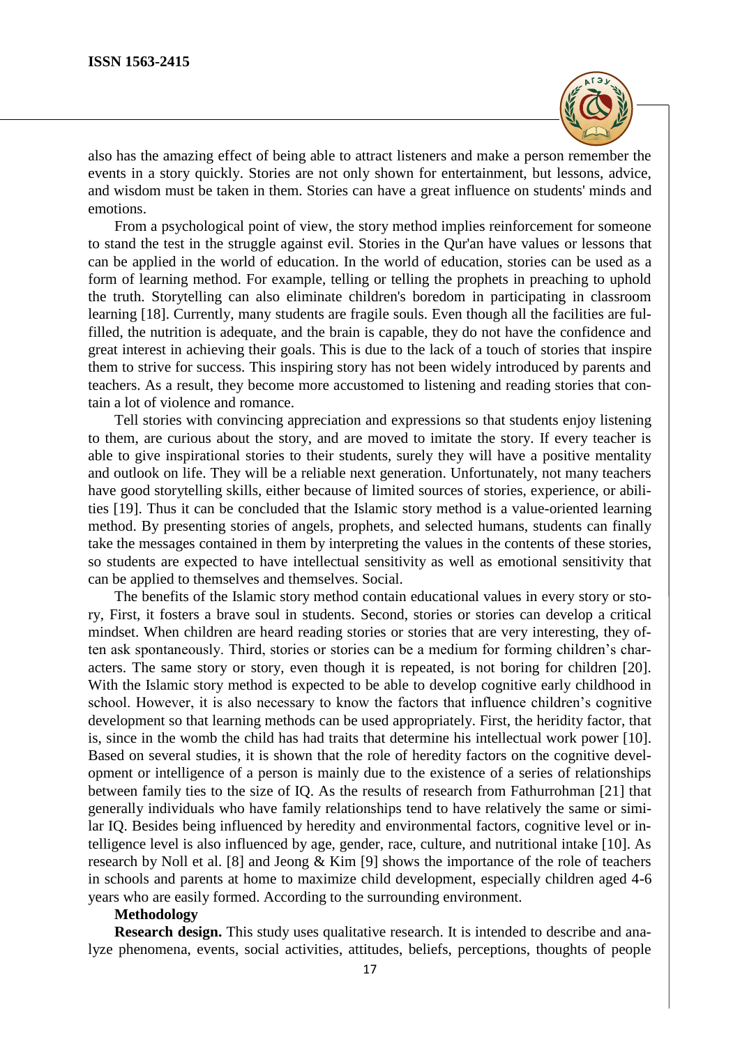also has the amazing effect of being able to attract listeners and make a person remember the events in a story quickly. Stories are not only shown for entertainment, but lessons, advice, and wisdom must be taken in them. Stories can have a great influence on students' minds and emotions.

From a psychological point of view, the story method implies reinforcement for someone to stand the test in the struggle against evil. Stories in the Qur'an have values or lessons that can be applied in the world of education. In the world of education, stories can be used as a form of learning method. For example, telling or telling the prophets in preaching to uphold the truth. Storytelling can also eliminate children's boredom in participating in classroom learning [18]. Currently, many students are fragile souls. Even though all the facilities are fulfilled, the nutrition is adequate, and the brain is capable, they do not have the confidence and great interest in achieving their goals. This is due to the lack of a touch of stories that inspire them to strive for success. This inspiring story has not been widely introduced by parents and teachers. As a result, they become more accustomed to listening and reading stories that contain a lot of violence and romance.

Tell stories with convincing appreciation and expressions so that students enjoy listening to them, are curious about the story, and are moved to imitate the story. If every teacher is able to give inspirational stories to their students, surely they will have a positive mentality and outlook on life. They will be a reliable next generation. Unfortunately, not many teachers have good storytelling skills, either because of limited sources of stories, experience, or abilities [19]. Thus it can be concluded that the Islamic story method is a value-oriented learning method. By presenting stories of angels, prophets, and selected humans, students can finally take the messages contained in them by interpreting the values in the contents of these stories, so students are expected to have intellectual sensitivity as well as emotional sensitivity that can be applied to themselves and themselves. Social.

The benefits of the Islamic story method contain educational values in every story or story, First, it fosters a brave soul in students. Second, stories or stories can develop a critical mindset. When children are heard reading stories or stories that are very interesting, they often ask spontaneously. Third, stories or stories can be a medium for forming children's characters. The same story or story, even though it is repeated, is not boring for children [20]. With the Islamic story method is expected to be able to develop cognitive early childhood in school. However, it is also necessary to know the factors that influence children's cognitive development so that learning methods can be used appropriately. First, the heridity factor, that is, since in the womb the child has had traits that determine his intellectual work power [10]. Based on several studies, it is shown that the role of heredity factors on the cognitive development or intelligence of a person is mainly due to the existence of a series of relationships between family ties to the size of IQ. As the results of research from Fathurrohman [21] that generally individuals who have family relationships tend to have relatively the same or similar IQ. Besides being influenced by heredity and environmental factors, cognitive level or intelligence level is also influenced by age, gender, race, culture, and nutritional intake [10]. As research by Noll et al. [8] and Jeong & Kim [9] shows the importance of the role of teachers in schools and parents at home to maximize child development, especially children aged 4-6 years who are easily formed. According to the surrounding environment.

## Methodology

**Research design.** This study uses qualitative research. It is intended to describe and analyze phenomena, events, social activities, attitudes, beliefs, perceptions, thoughts of people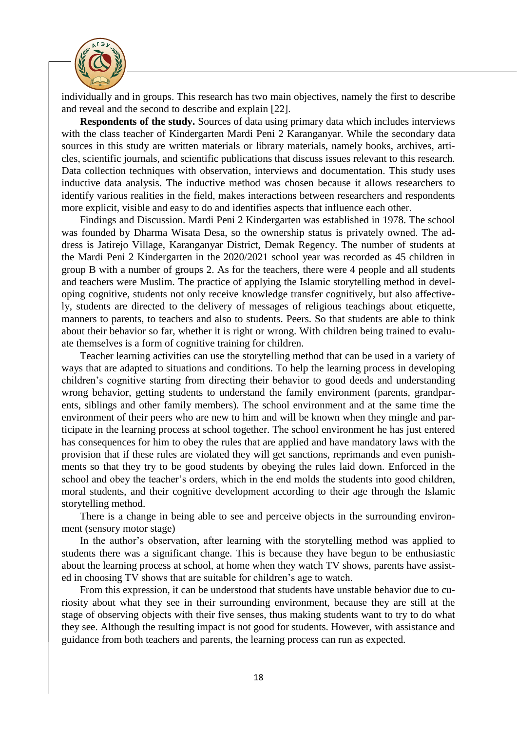individually and in groups. This research has two main objectives, namely the first to describe and reveal and the second to describe and explain [22].

**Respondents of the study.** Sources of data using primary data which includes interviews with the class teacher of Kindergarten Mardi Peni 2 Karanganyar. While the secondary data sources in this study are written materials or library materials, namely books, archives, articles, scientific journals, and scientific publications that discuss issues relevant to this research. Data collection techniques with observation, interviews and documentation. This study uses inductive data analysis. The inductive method was chosen because it allows researchers to identify various realities in the field, makes interactions between researchers and respondents more explicit, visible and easy to do and identifies aspects that influence each other.

Findings and Discussion. Mardi Peni 2 Kindergarten was established in 1978. The school was founded by Dharma Wisata Desa, so the ownership status is privately owned. The address is Jatirejo Village, Karanganyar District, Demak Regency. The number of students at the Mardi Peni 2 Kindergarten in the 2020/2021 school year was recorded as 45 children in group B with a number of groups 2. As for the teachers, there were 4 people and all students and teachers were Muslim. The practice of applying the Islamic storytelling method in developing cognitive, students not only receive knowledge transfer cognitively, but also affectively, students are directed to the delivery of messages of religious teachings about etiquette, manners to parents, to teachers and also to students. Peers. So that students are able to think about their behavior so far, whether it is right or wrong. With children being trained to evaluate themselves is a form of cognitive training for children.

Teacher learning activities can use the storytelling method that can be used in a variety of ways that are adapted to situations and conditions. To help the learning process in developing children's cognitive starting from directing their behavior to good deeds and understanding wrong behavior, getting students to understand the family environment (parents, grandparents, siblings and other family members). The school environment and at the same time the environment of their peers who are new to him and will be known when they mingle and participate in the learning process at school together. The school environment he has just entered has consequences for him to obey the rules that are applied and have mandatory laws with the provision that if these rules are violated they will get sanctions, reprimands and even punishments so that they try to be good students by obeying the rules laid down. Enforced in the school and obey the teacher's orders, which in the end molds the students into good children, moral students, and their cognitive development according to their age through the Islamic storytelling method.

There is a change in being able to see and perceive objects in the surrounding environment (sensory motor stage)

In the author's observation, after learning with the storytelling method was applied to students there was a significant change. This is because they have begun to be enthusiastic about the learning process at school, at home when they watch TV shows, parents have assisted in choosing TV shows that are suitable for children's age to watch.

From this expression, it can be understood that students have unstable behavior due to curiosity about what they see in their surrounding environment, because they are still at the stage of observing objects with their five senses, thus making students want to try to do what they see. Although the resulting impact is not good for students. However, with assistance and guidance from both teachers and parents, the learning process can run as expected.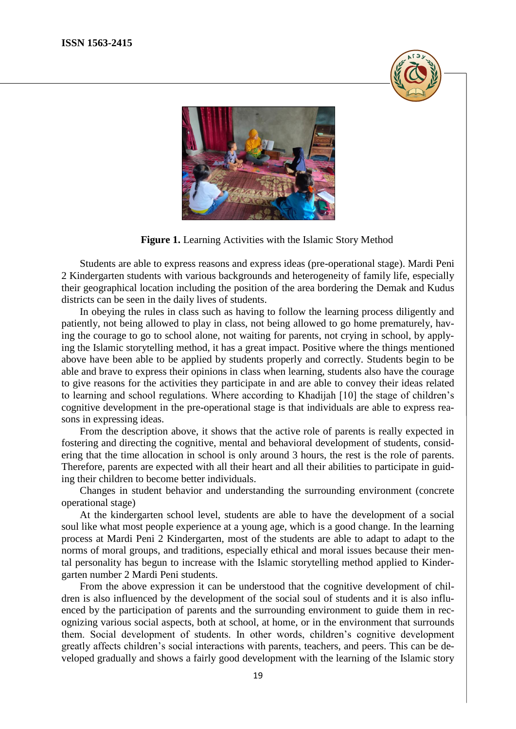**Figure 1.** Learning Activities with the Islamic Story Method

Students are able to express reasons and express ideas (pre-operational stage). Mardi Peni 2 Kindergarten students with various backgrounds and heterogeneity of family life, especially their geographical location including the position of the area bordering the Demak and Kudus districts can be seen in the daily lives of students.

In obeying the rules in class such as having to follow the learning process diligently and patiently, not being allowed to play in class, not being allowed to go home prematurely, having the courage to go to school alone, not waiting for parents, not crying in school, by applying the Islamic storytelling method, it has a great impact. Positive where the things mentioned above have been able to be applied by students properly and correctly. Students begin to be able and brave to express their opinions in class when learning, students also have the courage to give reasons for the activities they participate in and are able to convey their ideas related to learning and school regulations. Where according to Khadijah [10] the stage of children's cognitive development in the pre-operational stage is that individuals are able to express reasons in expressing ideas.

From the description above, it shows that the active role of parents is really expected in fostering and directing the cognitive, mental and behavioral development of students, considering that the time allocation in school is only around 3 hours, the rest is the role of parents. Therefore, parents are expected with all their heart and all their abilities to participate in guiding their children to become better individuals.

Changes in student behavior and understanding the surrounding environment (concrete operational stage)

At the kindergarten school level, students are able to have the development of a social soul like what most people experience at a young age, which is a good change. In the learning process at Mardi Peni 2 Kindergarten, most of the students are able to adapt to adapt to the norms of moral groups, and traditions, especially ethical and moral issues because their mental personality has begun to increase with the Islamic storytelling method applied to Kindergarten number 2 Mardi Peni students.

From the above expression it can be understood that the cognitive development of children is also influenced by the development of the social soul of students and it is also influenced by the participation of parents and the surrounding environment to guide them in recognizing various social aspects, both at school, at home, or in the environment that surrounds them. Social development of students. In other words, children's cognitive development greatly affects children's social interactions with parents, teachers, and peers. This can be developed gradually and shows a fairly good development with the learning of the Islamic story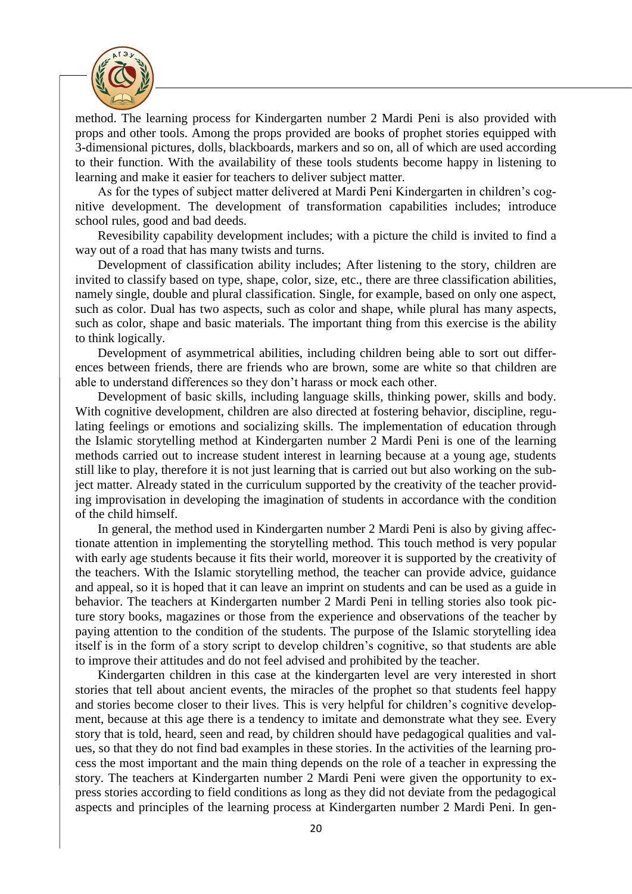method. The learning process for Kindergarten number 2 Mardi Peni is also provided with props and other tools. Among the props provided are books of prophet stories equipped with 3-dimensional pictures, dolls, blackboards, markers and so on, all of which are used according to their function. With the availability of these tools students become happy in listening to learning and make it easier for teachers to deliver subject matter.

As for the types of subject matter delivered at Mardi Peni Kindergarten in children's cognitive development. The development of transformation capabilities includes; introduce school rules, good and bad deeds.

Revesibility capability development includes; with a picture the child is invited to find a way out of a road that has many twists and turns.

Development of classification ability includes; After listening to the story, children are invited to classify based on type, shape, color, size, etc., there are three classification abilities, namely single, double and plural classification. Single, for example, based on only one aspect, such as color. Dual has two aspects, such as color and shape, while plural has many aspects, such as color, shape and basic materials. The important thing from this exercise is the ability to think logically.

Development of asymmetrical abilities, including children being able to sort out differences between friends, there are friends who are brown, some are white so that children are able to understand differences so they don't harass or mock each other.

Development of basic skills, including language skills, thinking power, skills and body. With cognitive development, children are also directed at fostering behavior, discipline, regulating feelings or emotions and socializing skills. The implementation of education through the Islamic storytelling method at Kindergarten number 2 Mardi Peni is one of the learning methods carried out to increase student interest in learning because at a young age, students still like to play, therefore it is not just learning that is carried out but also working on the subject matter. Already stated in the curriculum supported by the creativity of the teacher providing improvisation in developing the imagination of students in accordance with the condition of the child himself.

In general, the method used in Kindergarten number 2 Mardi Peni is also by giving affectionate attention in implementing the storytelling method. This touch method is very popular with early age students because it fits their world, moreover it is supported by the creativity of the teachers. With the Islamic storytelling method, the teacher can provide advice, guidance and appeal, so it is hoped that it can leave an imprint on students and can be used as a guide in behavior. The teachers at Kindergarten number 2 Mardi Peni in telling stories also took picture story books, magazines or those from the experience and observations of the teacher by paying attention to the condition of the students. The purpose of the Islamic storytelling idea itself is in the form of a story script to develop children's cognitive, so that students are able to improve their attitudes and do not feel advised and prohibited by the teacher.

Kindergarten children in this case at the kindergarten level are very interested in short stories that tell about ancient events, the miracles of the prophet so that students feel happy and stories become closer to their lives. This is very helpful for children's cognitive development, because at this age there is a tendency to imitate and demonstrate what they see. Every story that is told, heard, seen and read, by children should have pedagogical qualities and values, so that they do not find bad examples in these stories. In the activities of the learning process the most important and the main thing depends on the role of a teacher in expressing the story. The teachers at Kindergarten number 2 Mardi Peni were given the opportunity to express stories according to field conditions as long as they did not deviate from the pedagogical aspects and principles of the learning process at Kindergarten number 2 Mardi Peni. In gen-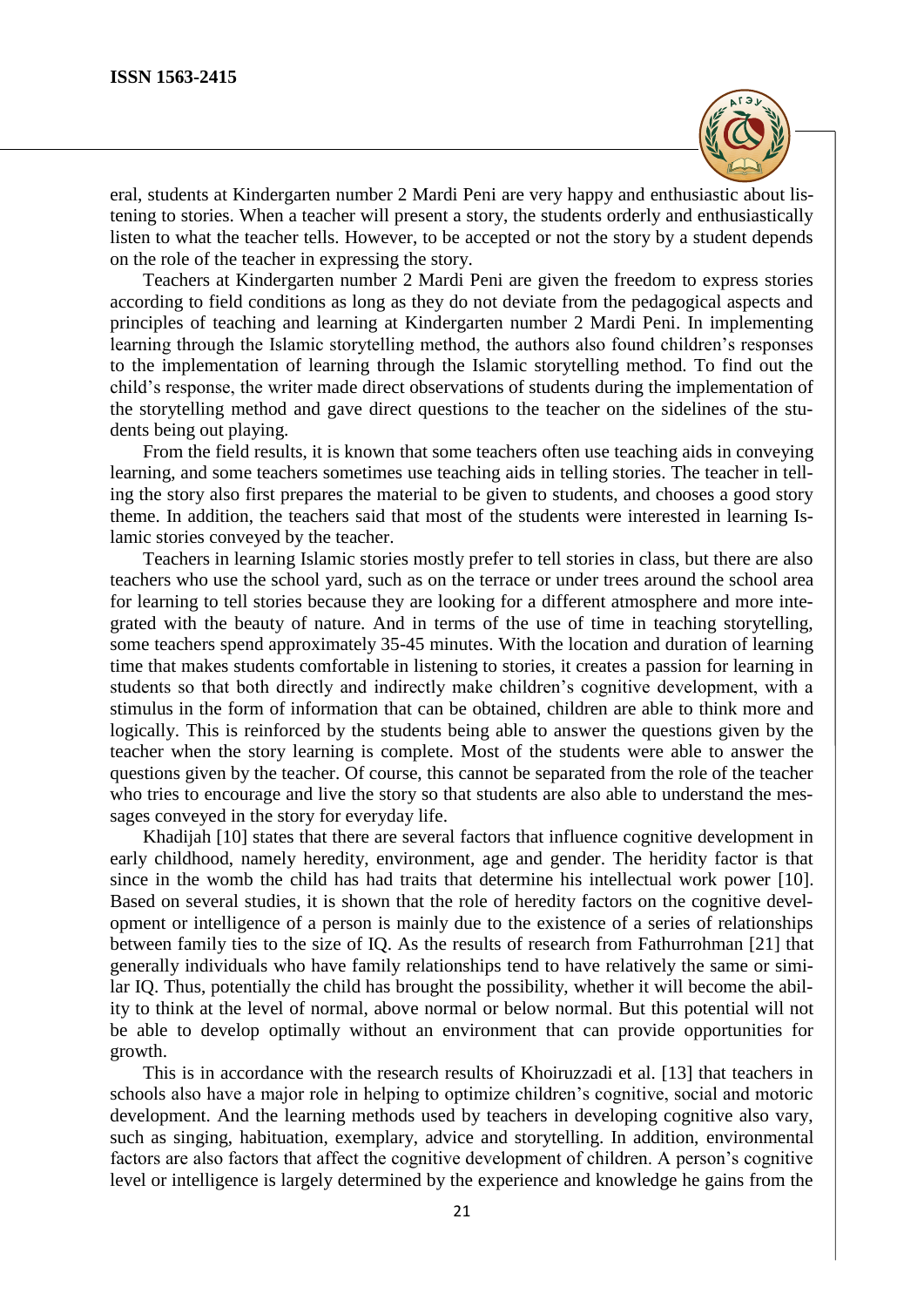eral, students at Kindergarten number 2 Mardi Peni are very happy and enthusiastic about listening to stories. When a teacher will present a story, the students orderly and enthusiastically listen to what the teacher tells. However, to be accepted or not the story by a student depends on the role of the teacher in expressing the story.

Teachers at Kindergarten number 2 Mardi Peni are given the freedom to express stories according to field conditions as long as they do not deviate from the pedagogical aspects and principles of teaching and learning at Kindergarten number 2 Mardi Peni. In implementing learning through the Islamic storytelling method, the authors also found children's responses to the implementation of learning through the Islamic storytelling method. To find out the child's response, the writer made direct observations of students during the implementation of the storytelling method and gave direct questions to the teacher on the sidelines of the students being out playing.

From the field results, it is known that some teachers often use teaching aids in conveying learning, and some teachers sometimes use teaching aids in telling stories. The teacher in telling the story also first prepares the material to be given to students, and chooses a good story theme. In addition, the teachers said that most of the students were interested in learning Islamic stories conveyed by the teacher.

Teachers in learning Islamic stories mostly prefer to tell stories in class, but there are also teachers who use the school yard, such as on the terrace or under trees around the school area for learning to tell stories because they are looking for a different atmosphere and more integrated with the beauty of nature. And in terms of the use of time in teaching storytelling, some teachers spend approximately 35-45 minutes. With the location and duration of learning time that makes students comfortable in listening to stories, it creates a passion for learning in students so that both directly and indirectly make children's cognitive development, with a stimulus in the form of information that can be obtained, children are able to think more and logically. This is reinforced by the students being able to answer the questions given by the teacher when the story learning is complete. Most of the students were able to answer the questions given by the teacher. Of course, this cannot be separated from the role of the teacher who tries to encourage and live the story so that students are also able to understand the messages conveyed in the story for everyday life.

Khadijah [10] states that there are several factors that influence cognitive development in early childhood, namely heredity, environment, age and gender. The heridity factor is that since in the womb the child has had traits that determine his intellectual work power [10]. Based on several studies, it is shown that the role of heredity factors on the cognitive development or intelligence of a person is mainly due to the existence of a series of relationships between family ties to the size of IQ. As the results of research from Fathurrohman [21] that generally individuals who have family relationships tend to have relatively the same or similar IQ. Thus, potentially the child has brought the possibility, whether it will become the ability to think at the level of normal, above normal or below normal. But this potential will not be able to develop optimally without an environment that can provide opportunities for growth.

This is in accordance with the research results of Khoiruzzadi et al. [13] that teachers in schools also have a major role in helping to optimize children's cognitive, social and motoric development. And the learning methods used by teachers in developing cognitive also vary, such as singing, habituation, exemplary, advice and storytelling. In addition, environmental factors are also factors that affect the cognitive development of children. A person's cognitive level or intelligence is largely determined by the experience and knowledge he gains from the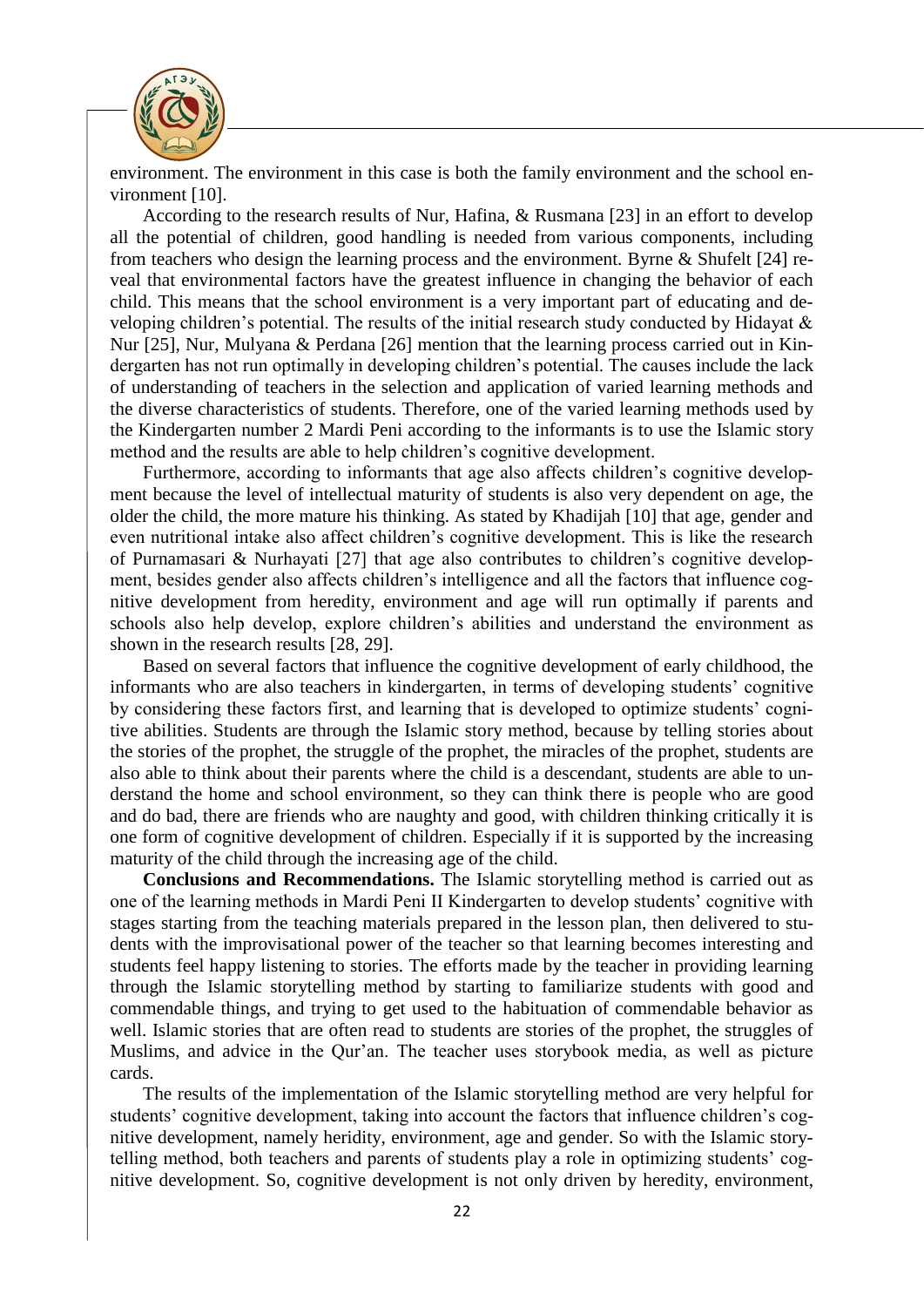environment. The environment in this case is both the family environment and the school environment [10].

According to the research results of Nur, Hafina, & Rusmana [23] in an effort to develop all the potential of children, good handling is needed from various components, including from teachers who design the learning process and the environment. Byrne & Shufelt [24] reveal that environmental factors have the greatest influence in changing the behavior of each child. This means that the school environment is a very important part of educating and developing children's potential. The results of the initial research study conducted by Hidayat & Nur [25], Nur, Mulyana & Perdana [26] mention that the learning process carried out in Kindergarten has not run optimally in developing children's potential. The causes include the lack of understanding of teachers in the selection and application of varied learning methods and the diverse characteristics of students. Therefore, one of the varied learning methods used by the Kindergarten number 2 Mardi Peni according to the informants is to use the Islamic story method and the results are able to help children's cognitive development.

Furthermore, according to informants that age also affects children's cognitive development because the level of intellectual maturity of students is also very dependent on age, the older the child, the more mature his thinking. As stated by Khadijah [10] that age, gender and even nutritional intake also affect children's cognitive development. This is like the research of Purnamasari & Nurhayati [27] that age also contributes to children's cognitive development, besides gender also affects children's intelligence and all the factors that influence cognitive development from heredity, environment and age will run optimally if parents and schools also help develop, explore children's abilities and understand the environment as shown in the research results [28, 29].

Based on several factors that influence the cognitive development of early childhood, the informants who are also teachers in kindergarten, in terms of developing students' cognitive by considering these factors first, and learning that is developed to optimize students' cognitive abilities. Students are through the Islamic story method, because by telling stories about the stories of the prophet, the struggle of the prophet, the miracles of the prophet, students are also able to think about their parents where the child is a descendant, students are able to understand the home and school environment, so they can think there is people who are good and do bad, there are friends who are naughty and good, with children thinking critically it is one form of cognitive development of children. Especially if it is supported by the increasing maturity of the child through the increasing age of the child.

**Conclusions and Recommendations.** The Islamic storytelling method is carried out as one of the learning methods in Mardi Peni II Kindergarten to develop students' cognitive with stages starting from the teaching materials prepared in the lesson plan, then delivered to students with the improvisational power of the teacher so that learning becomes interesting and students feel happy listening to stories. The efforts made by the teacher in providing learning through the Islamic storytelling method by starting to familiarize students with good and commendable things, and trying to get used to the habituation of commendable behavior as well. Islamic stories that are often read to students are stories of the prophet, the struggles of Muslims, and advice in the Qur'an. The teacher uses storybook media, as well as picture cards.

The results of the implementation of the Islamic storytelling method are very helpful for students' cognitive development, taking into account the factors that influence children's cognitive development, namely heridity, environment, age and gender. So with the Islamic storytelling method, both teachers and parents of students play a role in optimizing students' cognitive development. So, cognitive development is not only driven by heredity, environment,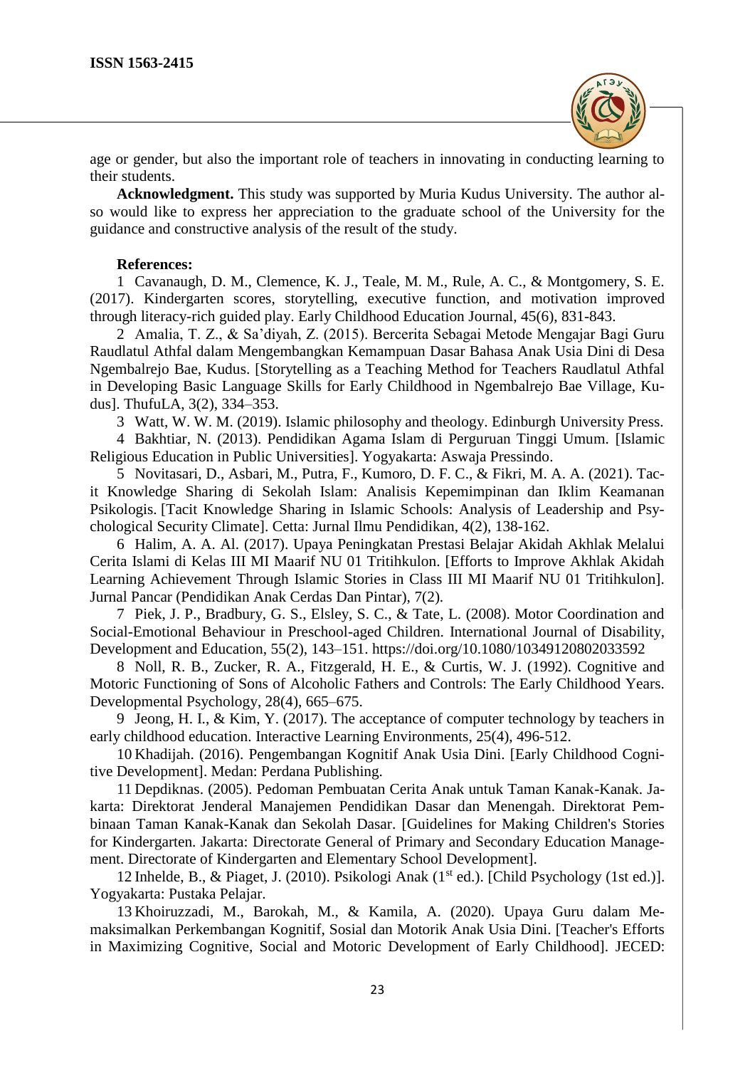age or gender, but also the important role of teachers in innovating in conducting learning to their students.

**Acknowledgment.** This study was supported by Muria Kudus University. The author also would like to express her appreciation to the graduate school of the University for the guidance and constructive analysis of the result of the study.

**References:**

1 Cavanaugh, D. M., Clemence, K. J., Teale, M. M., Rule, A. C., & Montgomery, S. E. (2017). Kindergarten scores, storytelling, executive function, and motivation improved through literacy-rich guided play. Early Childhood Education Journal, 45(6), 831-843.

2 Amalia, T. Z., & Sa'diyah, Z. (2015). Bercerita Sebagai Metode Mengajar Bagi Guru Raudlatul Athfal dalam Mengembangkan Kemampuan Dasar Bahasa Anak Usia Dini di Desa Ngembalrejo Bae, Kudus. [Storytelling as a Teaching Method for Teachers Raudlatul Athfal in Developing Basic Language Skills for Early Childhood in Ngembalrejo Bae Village, Kudus]. ThufuLA, 3(2), 334–353.

3 Watt, W. W. M. (2019). Islamic philosophy and theology. Edinburgh University Press.

4 Bakhtiar, N. (2013). Pendidikan Agama Islam di Perguruan Tinggi Umum. [Islamic Religious Education in Public Universities]. Yogyakarta: Aswaja Pressindo.

5 Novitasari, D., Asbari, M., Putra, F., Kumoro, D. F. C., & Fikri, M. A. A. (2021). Tacit Knowledge Sharing di Sekolah Islam: Analisis Kepemimpinan dan Iklim Keamanan Psikologis. [Tacit Knowledge Sharing in Islamic Schools: Analysis of Leadership and Psychological Security Climate]. Cetta: Jurnal Ilmu Pendidikan, 4(2), 138-162.

6 Halim, A. A. Al. (2017). Upaya Peningkatan Prestasi Belajar Akidah Akhlak Melalui Cerita Islami di Kelas III MI Maarif NU 01 Tritihkulon. [Efforts to Improve Akhlak Akidah Learning Achievement Through Islamic Stories in Class III MI Maarif NU 01 Tritihkulon]. Jurnal Pancar (Pendidikan Anak Cerdas Dan Pintar), 7(2).

7 Piek, J. P., Bradbury, G. S., Elsley, S. C., & Tate, L. (2008). Motor Coordination and Social-Emotional Behaviour in Preschool-aged Children. International Journal of Disability, Development and Education, 55(2), 143–151. https://doi.org/10.1080/10349120802033592

8 Noll, R. B., Zucker, R. A., Fitzgerald, H. E., & Curtis, W. J. (1992). Cognitive and Motoric Functioning of Sons of Alcoholic Fathers and Controls: The Early Childhood Years. Developmental Psychology, 28(4), 665–675.

9 Jeong, H. I., & Kim, Y. (2017). The acceptance of computer technology by teachers in early childhood education. Interactive Learning Environments, 25(4), 496-512.

10 Khadijah. (2016). Pengembangan Kognitif Anak Usia Dini. [Early Childhood Cognitive Development]. Medan: Perdana Publishing.

11 Depdiknas. (2005). Pedoman Pembuatan Cerita Anak untuk Taman Kanak-Kanak. Jakarta: Direktorat Jenderal Manajemen Pendidikan Dasar dan Menengah. Direktorat Pembinaan Taman Kanak-Kanak dan Sekolah Dasar. [Guidelines for Making Children's Stories for Kindergarten. Jakarta: Directorate General of Primary and Secondary Education Management. Directorate of Kindergarten and Elementary School Development].

12 Inhelde, B., & Piaget, J. (2010). Psikologi Anak (1st ed.). [Child Psychology (1st ed.)]. Yogyakarta: Pustaka Pelajar.

13 Khoiruzzadi, M., Barokah, M., & Kamila, A. (2020). Upaya Guru dalam Memaksimalkan Perkembangan Kognitif, Sosial dan Motorik Anak Usia Dini. [Teacher's Efforts in Maximizing Cognitive, Social and Motoric Development of Early Childhood]. JECED: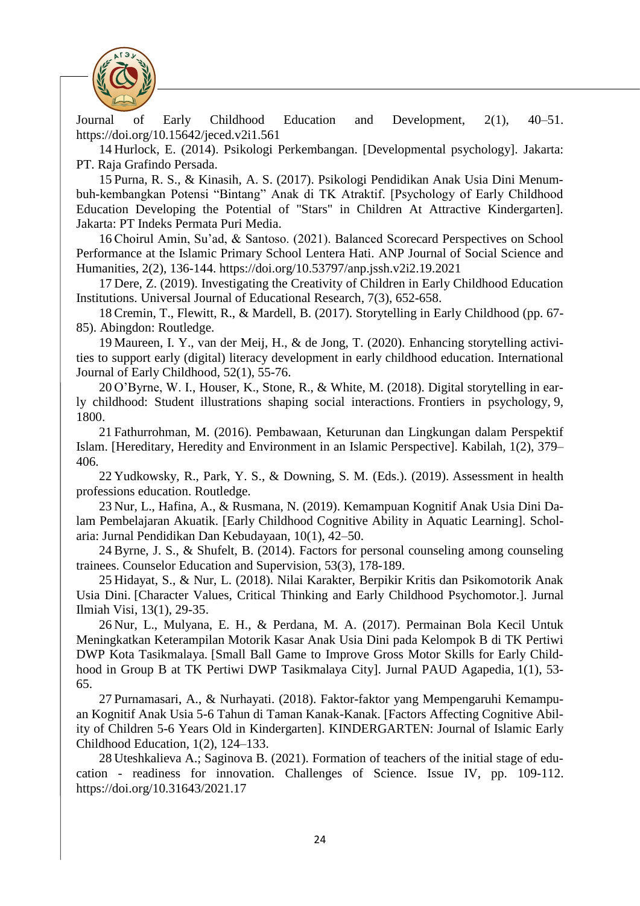Journal of Early Childhood Education and Development, 2(1), 40–51. https://doi.org/10.15642/jeced.v2i1.561

14 Hurlock, E. (2014). Psikologi Perkembangan. [Developmental psychology]. Jakarta: PT. Raja Grafindo Persada.

15 Purna, R. S., & Kinasih, A. S. (2017). Psikologi Pendidikan Anak Usia Dini Menumbuh-kembangkan Potensi “Bintang” Anak di TK Atraktif. [Psychology of Early Childhood Education Developing the Potential of "Stars" in Children At Attractive Kindergarten]. Jakarta: PT Indeks Permata Puri Media.

16 Choirul Amin, Su’ad, & Santoso. (2021). Balanced Scorecard Perspectives on School Performance at the Islamic Primary School Lentera Hati. ANP Journal of Social Science and Humanities, 2(2), 136-144. https://doi.org/10.53797/anp.jssh.v2i2.19.2021

17 Dere, Z. (2019). Investigating the Creativity of Children in Early Childhood Education Institutions. Universal Journal of Educational Research, 7(3), 652-658.

18 Cremin, T., Flewitt, R., & Mardell, B. (2017). Storytelling in Early Childhood (pp. 67-85). Abingdon: Routledge.

19 Maureen, I. Y., van der Meij, H., & de Jong, T. (2020). Enhancing storytelling activities to support early (digital) literacy development in early childhood education. International Journal of Early Childhood, 52(1), 55-76.

20 O’Byrne, W. I., Houser, K., Stone, R., & White, M. (2018). Digital storytelling in early childhood: Student illustrations shaping social interactions. Frontiers in psychology, 9, 1800.

21 Fathurrohman, M. (2016). Pembawaan, Keturunan dan Lingkungan dalam Perspektif Islam. [Hereditary, Heredity and Environment in an Islamic Perspective]. Kabilah, 1(2), 379–406.

22 Yudkowsky, R., Park, Y. S., & Downing, S. M. (Eds.). (2019). Assessment in health professions education. Routledge.

23 Nur, L., Hafina, A., & Rusmana, N. (2019). Kemampuan Kognitif Anak Usia Dini Dalam Pembelajaran Akuatik. [Early Childhood Cognitive Ability in Aquatic Learning]. Scholaria: Jurnal Pendidikan Dan Kebudayaan, 10(1), 42–50.

24 Byrne, J. S., & Shufelt, B. (2014). Factors for personal counseling among counseling trainees. Counselor Education and Supervision, 53(3), 178-189.

25 Hidayat, S., & Nur, L. (2018). Nilai Karakter, Berpikir Kritis dan Psikomotorik Anak Usia Dini. [Character Values, Critical Thinking and Early Childhood Psychomotor.]. Jurnal Ilmiah Visi, 13(1), 29-35.

26 Nur, L., Mulyana, E. H., & Perdana, M. A. (2017). Permainan Bola Kecil Untuk Meningkatkan Keterampilan Motorik Kasar Anak Usia Dini pada Kelompok B di TK Pertiwi DWP Kota Tasikmalaya. [Small Ball Game to Improve Gross Motor Skills for Early Childhood in Group B at TK Pertiwi DWP Tasikmalaya City]. Jurnal PAUD Agapedia, 1(1), 53-65.

27 Purnamasari, A., & Nurhayati. (2018). Faktor-faktor yang Mempengaruhi Kemampuan Kognitif Anak Usia 5-6 Tahun di Taman Kanak-Kanak. [Factors Affecting Cognitive Ability of Children 5-6 Years Old in Kindergarten]. KINDERGARTEN: Journal of Islamic Early Childhood Education, 1(2), 124–133.

28 Uteshkalieva A.; Saginova B. (2021). Formation of teachers of the initial stage of education - readiness for innovation. Challenges of Science. Issue IV, pp. 109-112. https://doi.org/10.31643/2021.17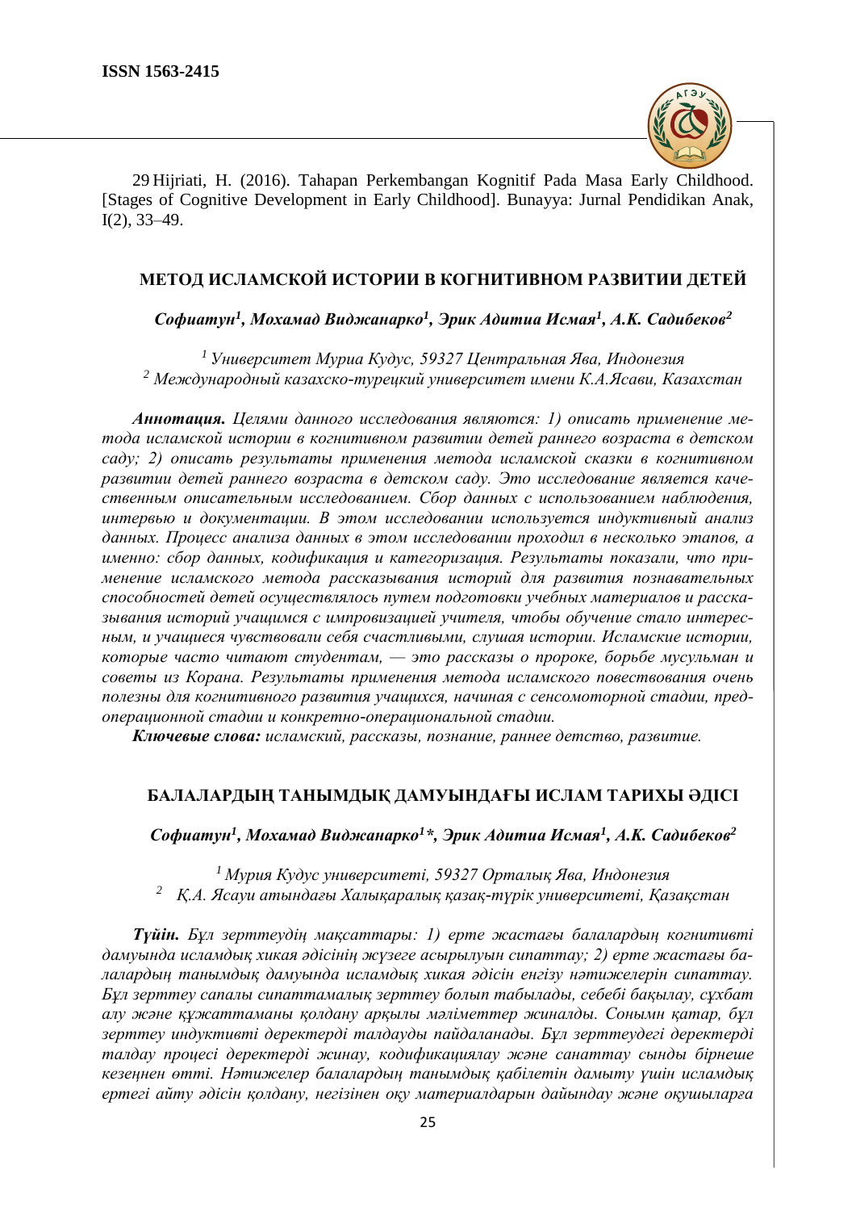29 Hijriati, H. (2016). Tahapan Perkembangan Kognitif Pada Masa Early Childhood. [Stages of Cognitive Development in Early Childhood]. Bunayya: Jurnal Pendidikan Anak, I(2), 33–49.

## МЕТОД ИСЛАМСКОЙ ИСТОРИИ В КОГНИТИВНОМ РАЗВИТИИ ДЕТЕЙ

***Софиатун[1], Мохамад Виджанарко[1], Эрик Адитиа Исмая[1], А.К. Садибеков[2]***

*[1] Университет Муриа Кудус, 59327 Центральная Ява, Индонезия*
*[2] Международный казахско-турецкий университет имени К.А.Ясави, Казахстан*

***Аннотация.*** *Целями данного исследования являются: 1) описать применение метода исламской истории в когнитивном развитии детей раннего возраста в детском саду; 2) описать результаты применения метода исламской сказки в когнитивном развитии детей раннего возраста в детском саду. Это исследование является качественным описательным исследованием. Сбор данных с использованием наблюдения, интервью и документации. В этом исследовании используется индуктивный анализ данных. Процесс анализа данных в этом исследовании проходил в несколько этапов, а именно: сбор данных, кодификация и категоризация. Результаты показали, что применение исламского метода рассказывания историй для развития познавательных способностей детей осуществлялось путем подготовки учебных материалов и рассказывания историй учащимся с импровизацией учителя, чтобы обучение стало интересным, и учащиеся чувствовали себя счастливыми, слушая истории. Исламские истории, которые часто читают студентам, — это рассказы о пророке, борьбе мусульман и советы из Корана. Результаты применения метода исламского повествования очень полезны для когнитивного развития учащихся, начиная с сенсомоторной стадии, предоперационной стадии и конкретно-операциональной стадии.*

***Ключевые слова:*** *исламский, рассказы, познание, раннее детство, развитие.*

## БАЛАЛАРДЫҢ ТАНЫМДЫҚ ДАМУЫНДАҒЫ ИСЛАМ ТАРИХЫ ӘДІСІ

***Софиатун[1], Мохамад Виджанарко[1]*, Эрик Адитиа Исмая[1], А.К. Садибеков[2]***

*[1] Мурия Кудус университеті, 59327 Орталық Ява, Индонезия*
*[2] Қ.А. Ясауи атындағы Халықаралық қазақ-түрік университеті, Қазақстан*

***Түйін.*** *Бұл зерттеудің мақсаттары: 1) ерте жастағы балалардың когнитивті дамуында исламдық хикая әдісінің жүзеге асырылуын сипаттау; 2) ерте жастағы балалардың танымдық дамуында исламдық хикая әдісін енгізу нәтижелерін сипаттау. Бұл зерттеу сапалы сипаттамалық зерттеу болып табылады, себебі бақылау, сұхбат алу және құжаттаманы қолдану арқылы мәліметтер жиналды. Сонымн қатар, бұл зерттеу индуктивті деректерді талдауды пайдаланады. Бұл зерттеудегі деректерді талдау процесі деректерді жинау, кодификациялау және санаттау сынды бірнеше кезеңнен өтті. Нәтижелер балалардың танымдық қабілетін дамыту үшін исламдық ертегі айту әдісін қолдану, негізінен оқу материалдарын дайындау және оқушыларға*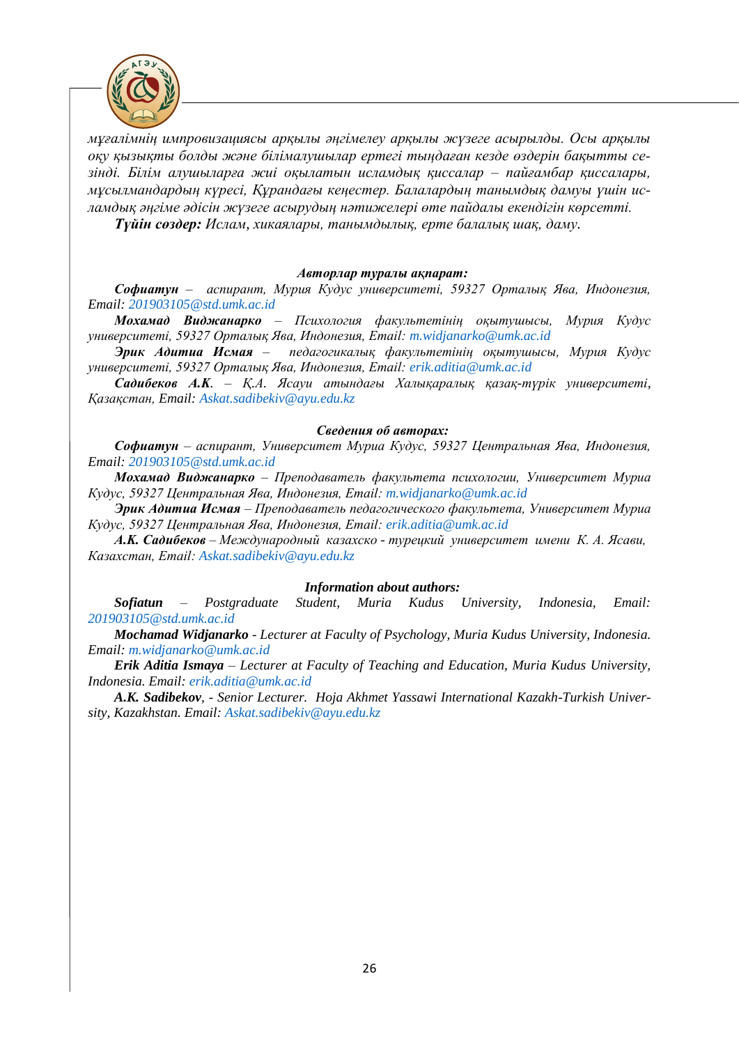*мұғалімнің импровизациясы арқылы әңгімелеу арқылы жүзеге асырылды. Осы арқылы оқу қызықты болды және білімалушылар ертегі тыңдаған кезде өздерін бақытты сезінді. Білім алушыларға жиі оқылатын исламдық қиссалар – пайғамбар қиссалары, мұсылмандардың күресі, Құрандағы кеңестер. Балалардың танымдық дамуы үшін исламдық әңгіме әдісін жүзеге асырудың нәтижелері өте пайдалы екендігін көрсетті.*

***Түйін сөздер:*** *Ислам, хикаялары, танымдылық, ерте балалық шақ, даму.*

***Авторлар туралы ақпарат:***

***Софиатун*** *– аспирант, Мурия Кудус университеті, 59327 Орталық Ява, Индонезия, Email: 201903105@std.umk.ac.id*

***Мохамад Виджанарко*** *– Психология факультетінің оқытушысы, Мурия Кудус университеті, 59327 Орталық Ява, Индонезия, Email: m.widjanarko@umk.ac.id*

***Эрик Адитиа Исмая*** *– педагогикалық факультетінің оқытушысы, Мурия Кудус университеті, 59327 Орталық Ява, Индонезия, Email: erik.aditia@umk.ac.id*

***Садибеков А.К.*** *– Қ.А. Ясауи атындағы Халықаралық қазақ-түрік университеті, Қазақстан, Email: Askat.sadibekiv@ayu.edu.kz*

***Сведения об авторах:***

***Софиатун*** *– аспирант, Университет Муриа Кудус, 59327 Центральная Ява, Индонезия, Email: 201903105@std.umk.ac.id*

***Мохамад Виджанарко*** *– Преподаватель факультета психологии, Университет Муриа Кудус, 59327 Центральная Ява, Индонезия, Email: m.widjanarko@umk.ac.id*

***Эрик Адитиа Исмая*** *– Преподаватель педагогического факультета, Университет Муриа Кудус, 59327 Центральная Ява, Индонезия, Email: erik.aditia@umk.ac.id*

***А.К. Садибеков*** *– Международный казахско - турецкий университет имени К. А. Ясави, Казахстан, Email: Askat.sadibekiv@ayu.edu.kz*

***Information about authors:***

***Sofiatun*** *– Postgraduate Student, Muria Kudus University, Indonesia, Email: 201903105@std.umk.ac.id*

***Mochamad Widjanarko*** *- Lecturer at Faculty of Psychology, Muria Kudus University, Indonesia. Email: m.widjanarko@umk.ac.id*

***Erik Aditia Ismaya*** *– Lecturer at Faculty of Teaching and Education, Muria Kudus University, Indonesia. Email: erik.aditia@umk.ac.id*

***A.K. Sadibekov****, - Senior Lecturer. Hoja Akhmet Yassawi International Kazakh-Turkish University, Kazakhstan. Email: Askat.sadibekiv@ayu.edu.kz*